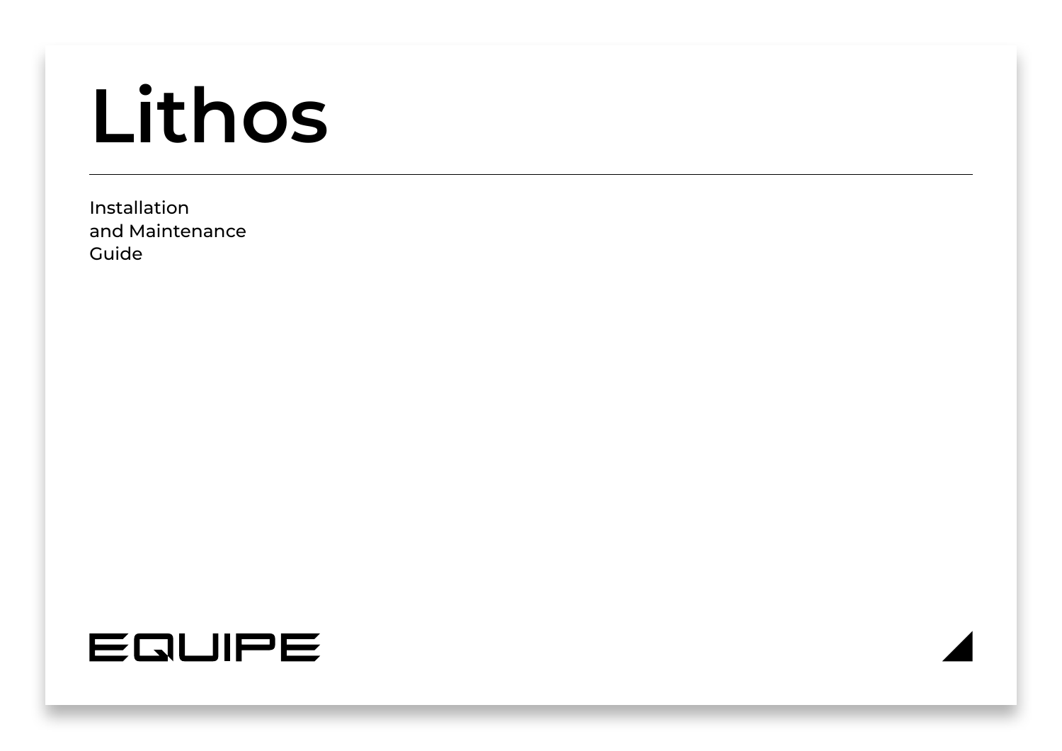# Lithos

---

Installation
and Maintenance
Guide

EQUIPE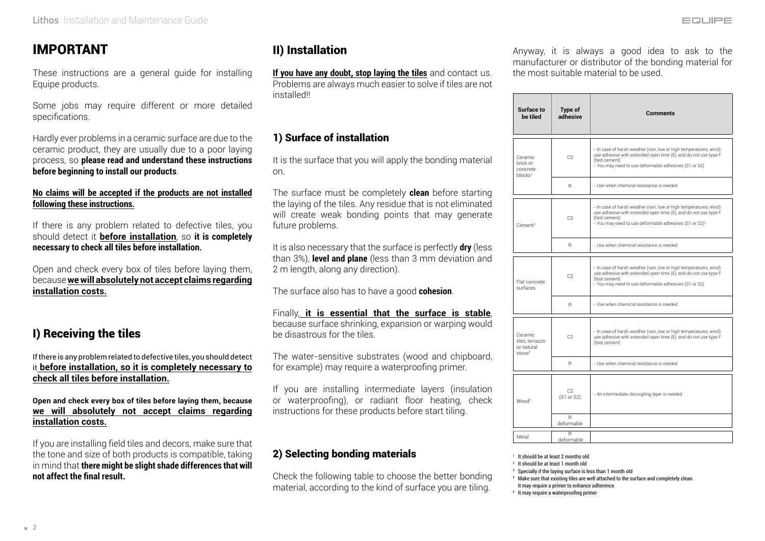# IMPORTANT

These instructions are a general guide for installing Equipe products.

Some jobs may require different or more detailed specifications.

Hardly ever problems in a ceramic surface are due to the ceramic product, they are usually due to a poor laying process, so **please read and understand these instructions before beginning to install our products**.

**No claims will be accepted if the products are not installed following these instructions.**

If there is any problem related to defective tiles, you should detect it **before installation**, so **it is completely necessary to check all tiles before installation.**

Open and check every box of tiles before laying them, because **we will absolutely not accept claims regarding installation costs.**

## I) Receiving the tiles

If there is any problem related to defective tiles, you should detect it **before installation, so it is completely necessary to check all tiles before installation.**

**Open and check every box of tiles before laying them, because we will absolutely not accept claims regarding installation costs.**

If you are installing field tiles and decors, make sure that the tone and size of both products is compatible, taking in mind that **there might be slight shade differences that will not affect the final result.**

## II) Installation

**If you have any doubt, stop laying the tiles** and contact us. Problems are always much easier to solve if tiles are not installed!!

### 1) Surface of installation

It is the surface that you will apply the bonding material on.

The surface must be completely **clean** before starting the laying of the tiles. Any residue that is not eliminated will create weak bonding points that may generate future problems.

It is also necessary that the surface is perfectly **dry** (less than 3%), **level and plane** (less than 3 mm deviation and 2 m length, along any direction).

The surface also has to have a good **cohesion**.

Finally, **it is essential that the surface is stable**, because surface shrinking, expansion or warping would be disastrous for the tiles.

The water-sensitive substrates (wood and chipboard, for example) may require a waterproofing primer.

If you are installing intermediate layers (insulation or waterproofing), or radiant floor heating, check instructions for these products before start tiling.

### 2) Selecting bonding materials

Check the following table to choose the better bonding material, according to the kind of surface you are tiling.

Anyway, it is always a good idea to ask to the manufacturer or distributor of the bonding material for the most suitable material to be used.

| Surface to be tiled | Type of adhesive | Comments |
|---|---|---|
| Ceramic brick or concrete blocks[1] | C2 | - In case of harsh weather (rain, low or high temperatures, wind) use adhesive with extended open time (E), and do not use type F (fast cement)<br>- You may need to use deformable adhesives (S1 or S2) |
| | R | - Use when chemical resistance is needed |
| Cement[2] | C2 | - In case of harsh weather (rain, low or high temperatures, wind) use adhesive with extended open time (E), and do not use type F (fast cement)<br>- You may need to use deformable adhesives (S1 or S2)[3] |
| | R | - Use when chemical resistance is needed |
| Flat concrete surfaces | C2 | - In case of harsh weather (rain, low or high temperatures, wind) use adhesive with extended open time (E), and do not use type F (fast cement)<br>- You may need to use deformable adhesives (S1 or S2) |
| | R | - Use when chemical resistance is needed |
| Ceramic tiles, terrazzo or natural stone[4] | C2 | - In case of harsh weather (rain, low or high temperatures, wind) use adhesive with extended open time (E), and do not use type F (fast cement) |
| | R | - Use when chemical resistance is needed |
| Wood[5] | C2 (S1 or S2) | - An intermediate decoupling layer is needed |
| | R deformable | |
| Metal | R deformable | |

[1] It should be at least 2 months old
[2] It should be at least 1 month old
[3] Specially if the laying surface is less than 1 month old
[4] Make sure that existing tiles are well attached to the surface and completely clean. It may require a primer to enhance adherence
[5] It may require a waterproofing primer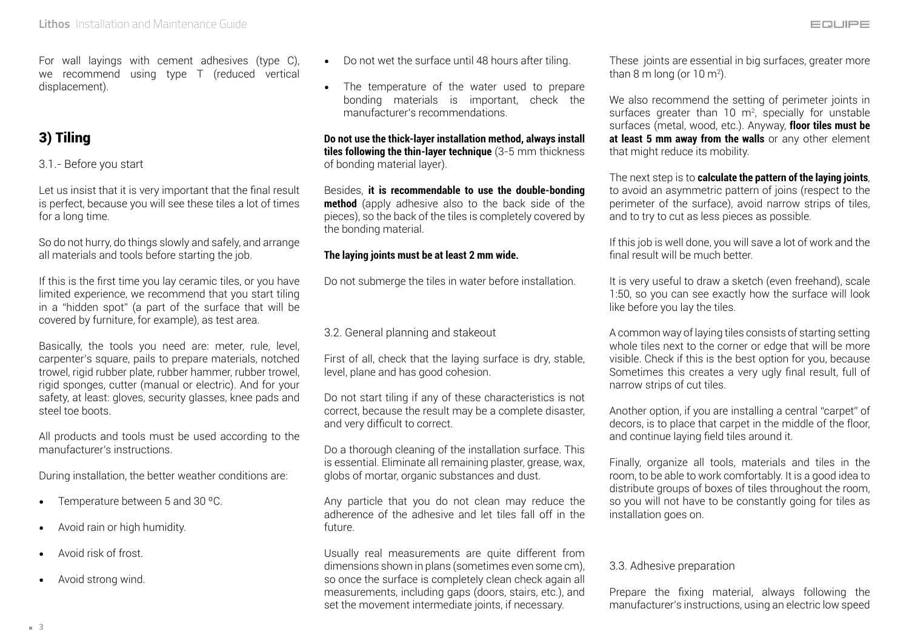For wall layings with cement adhesives (type C), we recommend using type T (reduced vertical displacement).

## 3) Tiling

### 3.1.- Before you start

Let us insist that it is very important that the final result is perfect, because you will see these tiles a lot of times for a long time.

So do not hurry, do things slowly and safely, and arrange all materials and tools before starting the job.

If this is the first time you lay ceramic tiles, or you have limited experience, we recommend that you start tiling in a "hidden spot" (a part of the surface that will be covered by furniture, for example), as test area.

Basically, the tools you need are: meter, rule, level, carpenter's square, pails to prepare materials, notched trowel, rigid rubber plate, rubber hammer, rubber trowel, rigid sponges, cutter (manual or electric). And for your safety, at least: gloves, security glasses, knee pads and steel toe boots.

All products and tools must be used according to the manufacturer's instructions.

During installation, the better weather conditions are:

- Temperature between 5 and 30 ºC.
- Avoid rain or high humidity.
- Avoid risk of frost.
- Avoid strong wind.
- Do not wet the surface until 48 hours after tiling.
- The temperature of the water used to prepare bonding materials is important, check the manufacturer's recommendations.

**Do not use the thick-layer installation method, always install tiles following the thin-layer technique** (3-5 mm thickness of bonding material layer).

Besides, **it is recommendable to use the double-bonding method** (apply adhesive also to the back side of the pieces), so the back of the tiles is completely covered by the bonding material.

**The laying joints must be at least 2 mm wide.**

Do not submerge the tiles in water before installation.

### 3.2. General planning and stakeout

First of all, check that the laying surface is dry, stable, level, plane and has good cohesion.

Do not start tiling if any of these characteristics is not correct, because the result may be a complete disaster, and very difficult to correct.

Do a thorough cleaning of the installation surface. This is essential. Eliminate all remaining plaster, grease, wax, globs of mortar, organic substances and dust.

Any particle that you do not clean may reduce the adherence of the adhesive and let tiles fall off in the future.

Usually real measurements are quite different from dimensions shown in plans (sometimes even some cm), so once the surface is completely clean check again all measurements, including gaps (doors, stairs, etc.), and set the movement intermediate joints, if necessary.

These joints are essential in big surfaces, greater more than 8 m long (or 10 m$^2$).

We also recommend the setting of perimeter joints in surfaces greater than 10 m$^2$, specially for unstable surfaces (metal, wood, etc.). Anyway, **floor tiles must be at least 5 mm away from the walls** or any other element that might reduce its mobility.

The next step is to **calculate the pattern of the laying joints**, to avoid an asymmetric pattern of joins (respect to the perimeter of the surface), avoid narrow strips of tiles, and to try to cut as less pieces as possible.

If this job is well done, you will save a lot of work and the final result will be much better.

It is very useful to draw a sketch (even freehand), scale 1:50, so you can see exactly how the surface will look like before you lay the tiles.

A common way of laying tiles consists of starting setting whole tiles next to the corner or edge that will be more visible. Check if this is the best option for you, because Sometimes this creates a very ugly final result, full of narrow strips of cut tiles.

Another option, if you are installing a central "carpet" of decors, is to place that carpet in the middle of the floor, and continue laying field tiles around it.

Finally, organize all tools, materials and tiles in the room, to be able to work comfortably. It is a good idea to distribute groups of boxes of tiles throughout the room, so you will not have to be constantly going for tiles as installation goes on.

### 3.3. Adhesive preparation

Prepare the fixing material, always following the manufacturer's instructions, using an electric low speed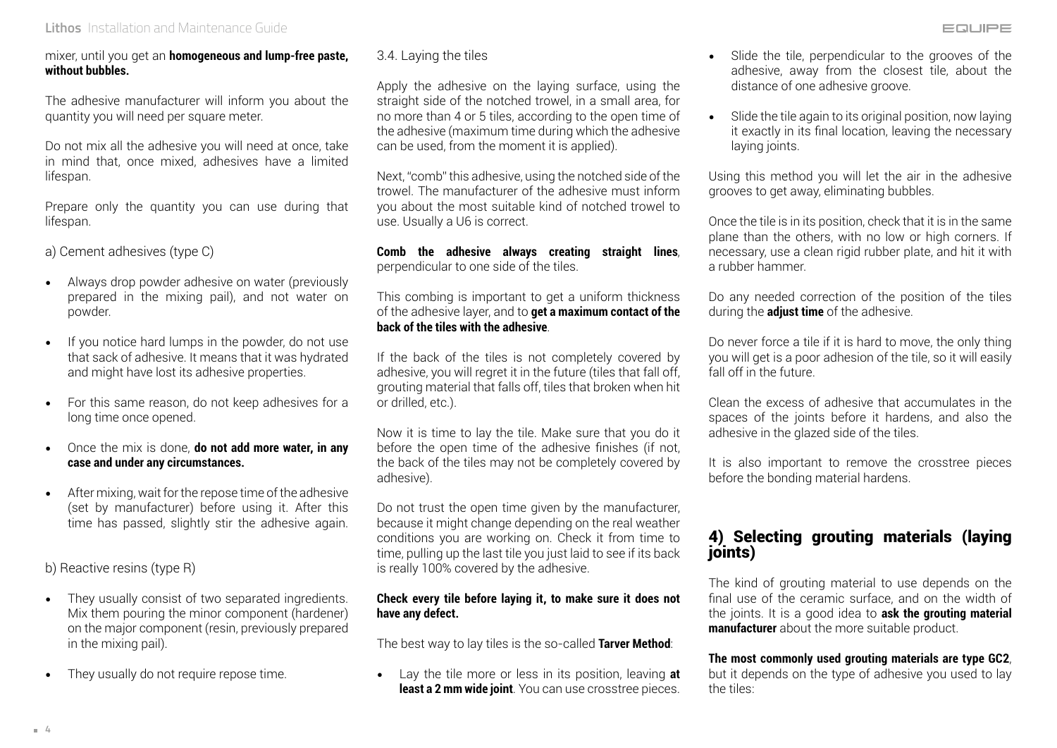mixer, until you get an **homogeneous and lump-free paste, without bubbles.**

The adhesive manufacturer will inform you about the quantity you will need per square meter.

Do not mix all the adhesive you will need at once, take in mind that, once mixed, adhesives have a limited lifespan.

Prepare only the quantity you can use during that lifespan.

a) Cement adhesives (type C)

- Always drop powder adhesive on water (previously prepared in the mixing pail), and not water on powder.
- If you notice hard lumps in the powder, do not use that sack of adhesive. It means that it was hydrated and might have lost its adhesive properties.
- For this same reason, do not keep adhesives for a long time once opened.
- Once the mix is done, **do not add more water, in any case and under any circumstances.**
- After mixing, wait for the repose time of the adhesive (set by manufacturer) before using it. After this time has passed, slightly stir the adhesive again.

b) Reactive resins (type R)

- They usually consist of two separated ingredients. Mix them pouring the minor component (hardener) on the major component (resin, previously prepared in the mixing pail).
- They usually do not require repose time.

3.4. Laying the tiles

Apply the adhesive on the laying surface, using the straight side of the notched trowel, in a small area, for no more than 4 or 5 tiles, according to the open time of the adhesive (maximum time during which the adhesive can be used, from the moment it is applied).

Next, "comb" this adhesive, using the notched side of the trowel. The manufacturer of the adhesive must inform you about the most suitable kind of notched trowel to use. Usually a U6 is correct.

**Comb the adhesive always creating straight lines**, perpendicular to one side of the tiles.

This combing is important to get a uniform thickness of the adhesive layer, and to **get a maximum contact of the back of the tiles with the adhesive**.

If the back of the tiles is not completely covered by adhesive, you will regret it in the future (tiles that fall off, grouting material that falls off, tiles that broken when hit or drilled, etc.).

Now it is time to lay the tile. Make sure that you do it before the open time of the adhesive finishes (if not, the back of the tiles may not be completely covered by adhesive).

Do not trust the open time given by the manufacturer, because it might change depending on the real weather conditions you are working on. Check it from time to time, pulling up the last tile you just laid to see if its back is really 100% covered by the adhesive.

**Check every tile before laying it, to make sure it does not have any defect.**

The best way to lay tiles is the so-called **Tarver Method**:

- Lay the tile more or less in its position, leaving **at least a 2 mm wide joint**. You can use crosstree pieces.
- Slide the tile, perpendicular to the grooves of the adhesive, away from the closest tile, about the distance of one adhesive groove.
- Slide the tile again to its original position, now laying it exactly in its final location, leaving the necessary laying joints.

Using this method you will let the air in the adhesive grooves to get away, eliminating bubbles.

Once the tile is in its position, check that it is in the same plane than the others, with no low or high corners. If necessary, use a clean rigid rubber plate, and hit it with a rubber hammer.

Do any needed correction of the position of the tiles during the **adjust time** of the adhesive.

Do never force a tile if it is hard to move, the only thing you will get is a poor adhesion of the tile, so it will easily fall off in the future.

Clean the excess of adhesive that accumulates in the spaces of the joints before it hardens, and also the adhesive in the glazed side of the tiles.

It is also important to remove the crosstree pieces before the bonding material hardens.

## 4) Selecting grouting materials (laying joints)

The kind of grouting material to use depends on the final use of the ceramic surface, and on the width of the joints. It is a good idea to **ask the grouting material manufacturer** about the more suitable product.

**The most commonly used grouting materials are type GC2**, but it depends on the type of adhesive you used to lay the tiles: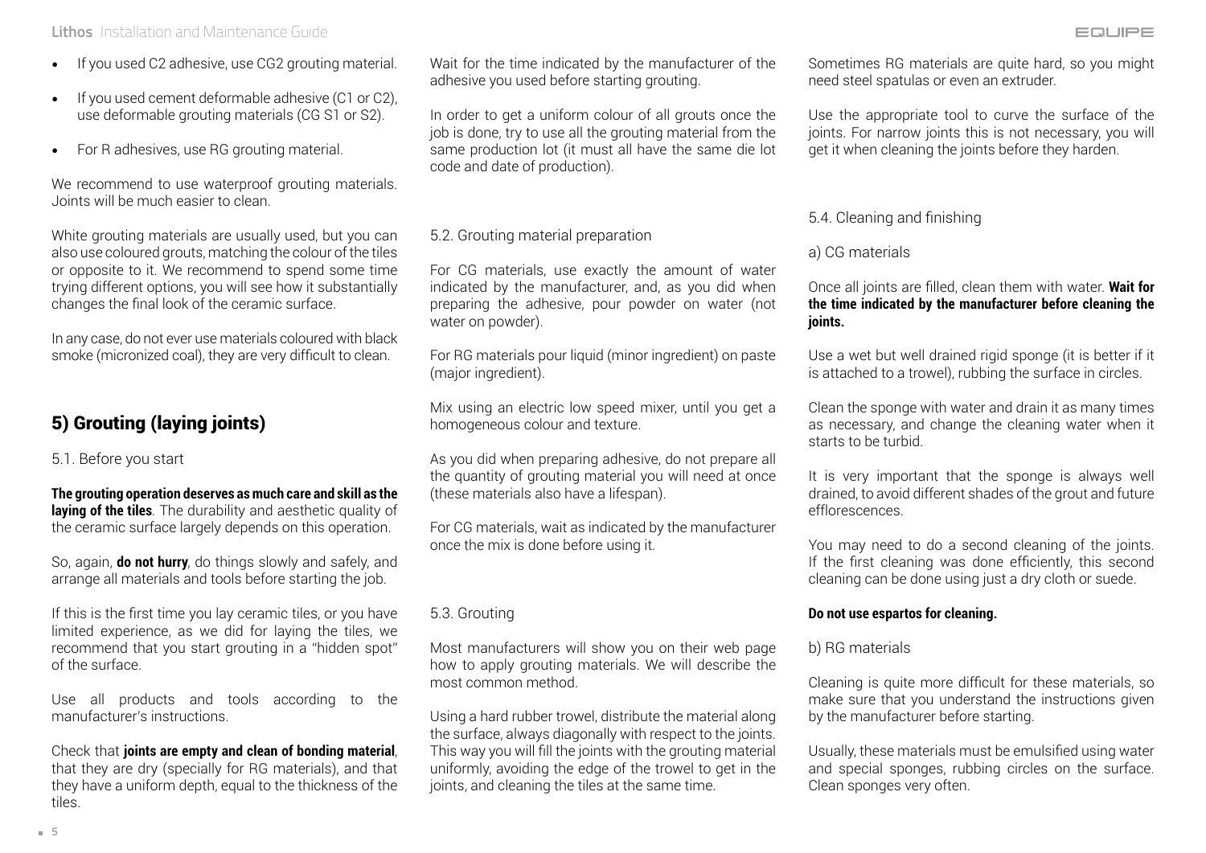- If you used C2 adhesive, use CG2 grouting material.
- If you used cement deformable adhesive (C1 or C2), use deformable grouting materials (CG S1 or S2).
- For R adhesives, use RG grouting material.

We recommend to use waterproof grouting materials. Joints will be much easier to clean.

White grouting materials are usually used, but you can also use coloured grouts, matching the colour of the tiles or opposite to it. We recommend to spend some time trying different options, you will see how it substantially changes the final look of the ceramic surface.

In any case, do not ever use materials coloured with black smoke (micronized coal), they are very difficult to clean.

## 5) Grouting (laying joints)

### 5.1. Before you start

**The grouting operation deserves as much care and skill as the laying of the tiles**. The durability and aesthetic quality of the ceramic surface largely depends on this operation.

So, again, **do not hurry**, do things slowly and safely, and arrange all materials and tools before starting the job.

If this is the first time you lay ceramic tiles, or you have limited experience, as we did for laying the tiles, we recommend that you start grouting in a "hidden spot" of the surface.

Use all products and tools according to the manufacturer's instructions.

Check that **joints are empty and clean of bonding material**, that they are dry (specially for RG materials), and that they have a uniform depth, equal to the thickness of the tiles.

Wait for the time indicated by the manufacturer of the adhesive you used before starting grouting.

In order to get a uniform colour of all grouts once the job is done, try to use all the grouting material from the same production lot (it must all have the same die lot code and date of production).

### 5.2. Grouting material preparation

For CG materials, use exactly the amount of water indicated by the manufacturer, and, as you did when preparing the adhesive, pour powder on water (not water on powder).

For RG materials pour liquid (minor ingredient) on paste (major ingredient).

Mix using an electric low speed mixer, until you get a homogeneous colour and texture.

As you did when preparing adhesive, do not prepare all the quantity of grouting material you will need at once (these materials also have a lifespan).

For CG materials, wait as indicated by the manufacturer once the mix is done before using it.

### 5.3. Grouting

Most manufacturers will show you on their web page how to apply grouting materials. We will describe the most common method.

Using a hard rubber trowel, distribute the material along the surface, always diagonally with respect to the joints. This way you will fill the joints with the grouting material uniformly, avoiding the edge of the trowel to get in the joints, and cleaning the tiles at the same time.

Sometimes RG materials are quite hard, so you might need steel spatulas or even an extruder.

Use the appropriate tool to curve the surface of the joints. For narrow joints this is not necessary, you will get it when cleaning the joints before they harden.

### 5.4. Cleaning and finishing

a) CG materials

Once all joints are filled, clean them with water. **Wait for the time indicated by the manufacturer before cleaning the joints.**

Use a wet but well drained rigid sponge (it is better if it is attached to a trowel), rubbing the surface in circles.

Clean the sponge with water and drain it as many times as necessary, and change the cleaning water when it starts to be turbid.

It is very important that the sponge is always well drained, to avoid different shades of the grout and future efflorescences.

You may need to do a second cleaning of the joints. If the first cleaning was done efficiently, this second cleaning can be done using just a dry cloth or suede.

**Do not use espartos for cleaning.**

b) RG materials

Cleaning is quite more difficult for these materials, so make sure that you understand the instructions given by the manufacturer before starting.

Usually, these materials must be emulsified using water and special sponges, rubbing circles on the surface. Clean sponges very often.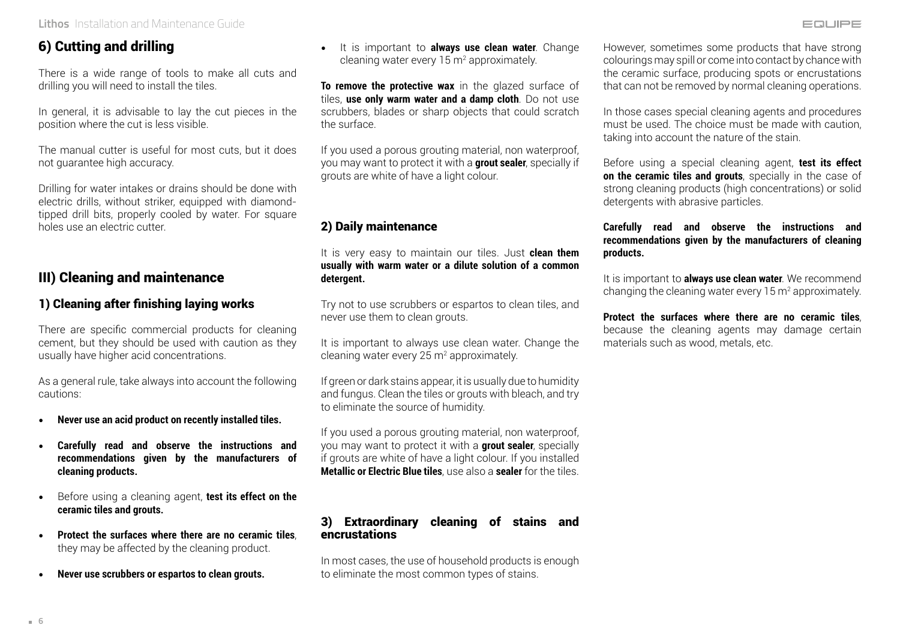## 6) Cutting and drilling

There is a wide range of tools to make all cuts and drilling you will need to install the tiles.

In general, it is advisable to lay the cut pieces in the position where the cut is less visible.

The manual cutter is useful for most cuts, but it does not guarantee high accuracy.

Drilling for water intakes or drains should be done with electric drills, without striker, equipped with diamond-tipped drill bits, properly cooled by water. For square holes use an electric cutter.

# III) Cleaning and maintenance

## 1) Cleaning after finishing laying works

There are specific commercial products for cleaning cement, but they should be used with caution as they usually have higher acid concentrations.

As a general rule, take always into account the following cautions:

- **Never use an acid product on recently installed tiles.**
- **Carefully read and observe the instructions and recommendations given by the manufacturers of cleaning products.**
- Before using a cleaning agent, **test its effect on the ceramic tiles and grouts.**
- **Protect the surfaces where there are no ceramic tiles**, they may be affected by the cleaning product.
- **Never use scrubbers or espartos to clean grouts.**
- It is important to **always use clean water**. Change cleaning water every 15 m$^2$ approximately.

**To remove the protective wax** in the glazed surface of tiles, **use only warm water and a damp cloth**. Do not use scrubbers, blades or sharp objects that could scratch the surface.

If you used a porous grouting material, non waterproof, you may want to protect it with a **grout sealer**, specially if grouts are white of have a light colour.

## 2) Daily maintenance

It is very easy to maintain our tiles. Just **clean them usually with warm water or a dilute solution of a common detergent.**

Try not to use scrubbers or espartos to clean tiles, and never use them to clean grouts.

It is important to always use clean water. Change the cleaning water every 25 m$^2$ approximately.

If green or dark stains appear, it is usually due to humidity and fungus. Clean the tiles or grouts with bleach, and try to eliminate the source of humidity.

If you used a porous grouting material, non waterproof, you may want to protect it with a **grout sealer**, specially if grouts are white of have a light colour. If you installed **Metallic or Electric Blue tiles**, use also a **sealer** for the tiles.

## 3) Extraordinary cleaning of stains and encrustations

In most cases, the use of household products is enough to eliminate the most common types of stains.

However, sometimes some products that have strong colourings may spill or come into contact by chance with the ceramic surface, producing spots or encrustations that can not be removed by normal cleaning operations.

In those cases special cleaning agents and procedures must be used. The choice must be made with caution, taking into account the nature of the stain.

Before using a special cleaning agent, **test its effect on the ceramic tiles and grouts**, specially in the case of strong cleaning products (high concentrations) or solid detergents with abrasive particles.

**Carefully read and observe the instructions and recommendations given by the manufacturers of cleaning products.**

It is important to **always use clean water**. We recommend changing the cleaning water every 15 m$^2$ approximately.

**Protect the surfaces where there are no ceramic tiles**, because the cleaning agents may damage certain materials such as wood, metals, etc.